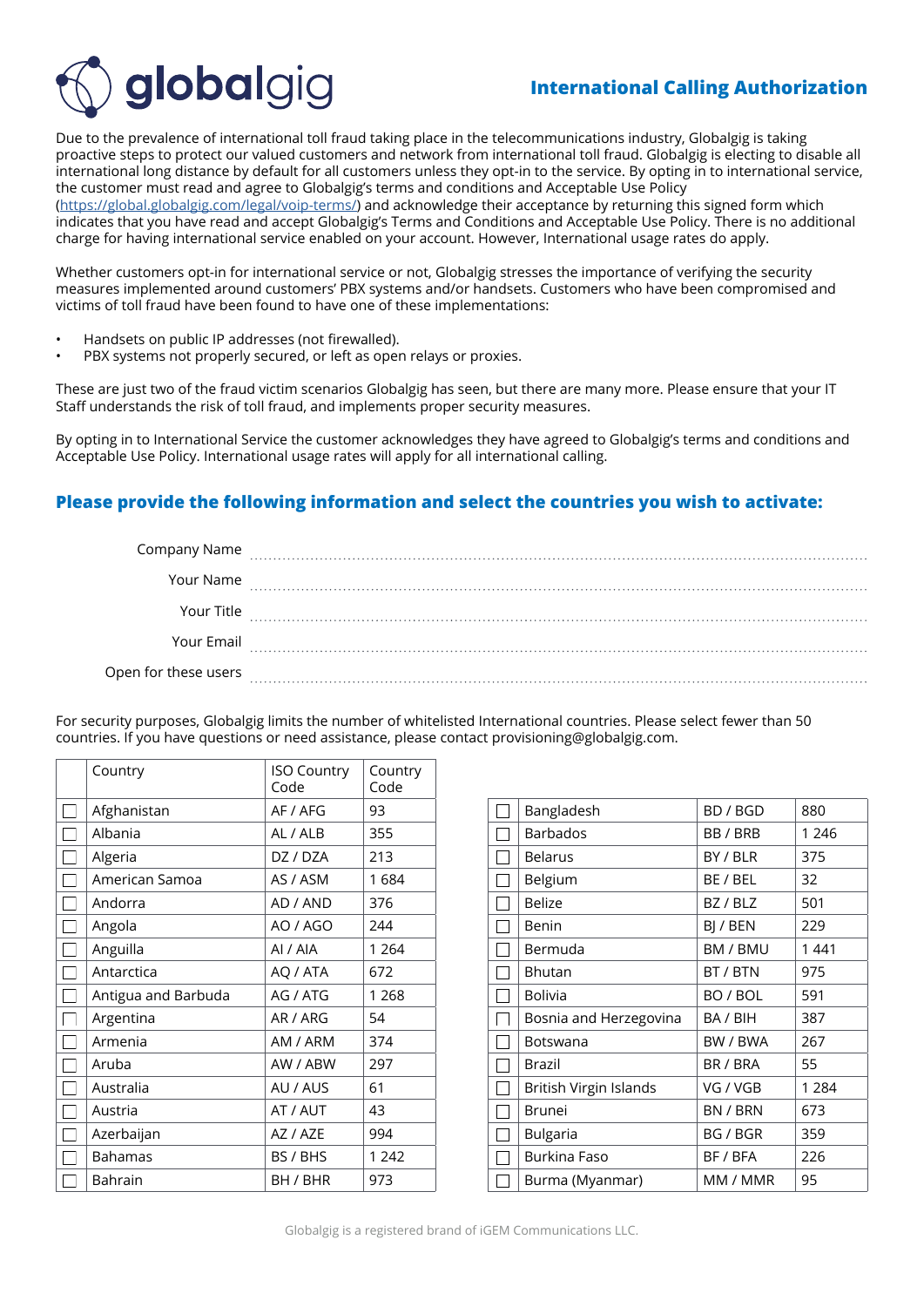globalgig

## International Calling Authorization

Due to the prevalence of international toll fraud taking place in the telecommunications industry, Globalgig is taking proactive steps to protect our valued customers and network from international toll fraud. Globalgig is electing to disable all international long distance by default for all customers unless they opt-in to the service. By opting in to international service, the customer must read and agree to Globalgig's terms and conditions and Acceptable Use Policy (https://global.globalgig.com/legal/voip-terms/) and acknowledge their acceptance by returning this signed form which indicates that you have read and accept Globalgig's Terms and Conditions and Acceptable Use Policy. There is no additional charge for having international service enabled on your account. However, International usage rates do apply.

Whether customers opt-in for international service or not, Globalgig stresses the importance of verifying the security measures implemented around customers' PBX systems and/or handsets. Customers who have been compromised and victims of toll fraud have been found to have one of these implementations:

- Handsets on public IP addresses (not firewalled).
- PBX systems not properly secured, or left as open relays or proxies.

These are just two of the fraud victim scenarios Globalgig has seen, but there are many more. Please ensure that your IT Staff understands the risk of toll fraud, and implements proper security measures.

By opting in to International Service the customer acknowledges they have agreed to Globalgig's terms and conditions and Acceptable Use Policy. International usage rates will apply for all international calling.

### Please provide the following information and select the countries you wish to activate:

Company Name ..............................................

Your Name ..............................................

Your Title ..............................................

Your Email ..............................................

Open for these users ..............................................

For security purposes, Globalgig limits the number of whitelisted International countries. Please select fewer than 50 countries. If you have questions or need assistance, please contact provisioning@globalgig.com.

| | Country | ISO Country Code | Country Code |
|---|---|---|---|
| ☐ | Afghanistan | AF / AFG | 93 |
| ☐ | Albania | AL / ALB | 355 |
| ☐ | Algeria | DZ / DZA | 213 |
| ☐ | American Samoa | AS / ASM | 1 684 |
| ☐ | Andorra | AD / AND | 376 |
| ☐ | Angola | AO / AGO | 244 |
| ☐ | Anguilla | AI / AIA | 1 264 |
| ☐ | Antarctica | AQ / ATA | 672 |
| ☐ | Antigua and Barbuda | AG / ATG | 1 268 |
| ☐ | Argentina | AR / ARG | 54 |
| ☐ | Armenia | AM / ARM | 374 |
| ☐ | Aruba | AW / ABW | 297 |
| ☐ | Australia | AU / AUS | 61 |
| ☐ | Austria | AT / AUT | 43 |
| ☐ | Azerbaijan | AZ / AZE | 994 |
| ☐ | Bahamas | BS / BHS | 1 242 |
| ☐ | Bahrain | BH / BHR | 973 |
| ☐ | Bangladesh | BD / BGD | 880 |
| ☐ | Barbados | BB / BRB | 1 246 |
| ☐ | Belarus | BY / BLR | 375 |
| ☐ | Belgium | BE / BEL | 32 |
| ☐ | Belize | BZ / BLZ | 501 |
| ☐ | Benin | BJ / BEN | 229 |
| ☐ | Bermuda | BM / BMU | 1 441 |
| ☐ | Bhutan | BT / BTN | 975 |
| ☐ | Bolivia | BO / BOL | 591 |
| ☐ | Bosnia and Herzegovina | BA / BIH | 387 |
| ☐ | Botswana | BW / BWA | 267 |
| ☐ | Brazil | BR / BRA | 55 |
| ☐ | British Virgin Islands | VG / VGB | 1 284 |
| ☐ | Brunei | BN / BRN | 673 |
| ☐ | Bulgaria | BG / BGR | 359 |
| ☐ | Burkina Faso | BF / BFA | 226 |
| ☐ | Burma (Myanmar) | MM / MMR | 95 |

Globalgig is a registered brand of iGEM Communications LLC.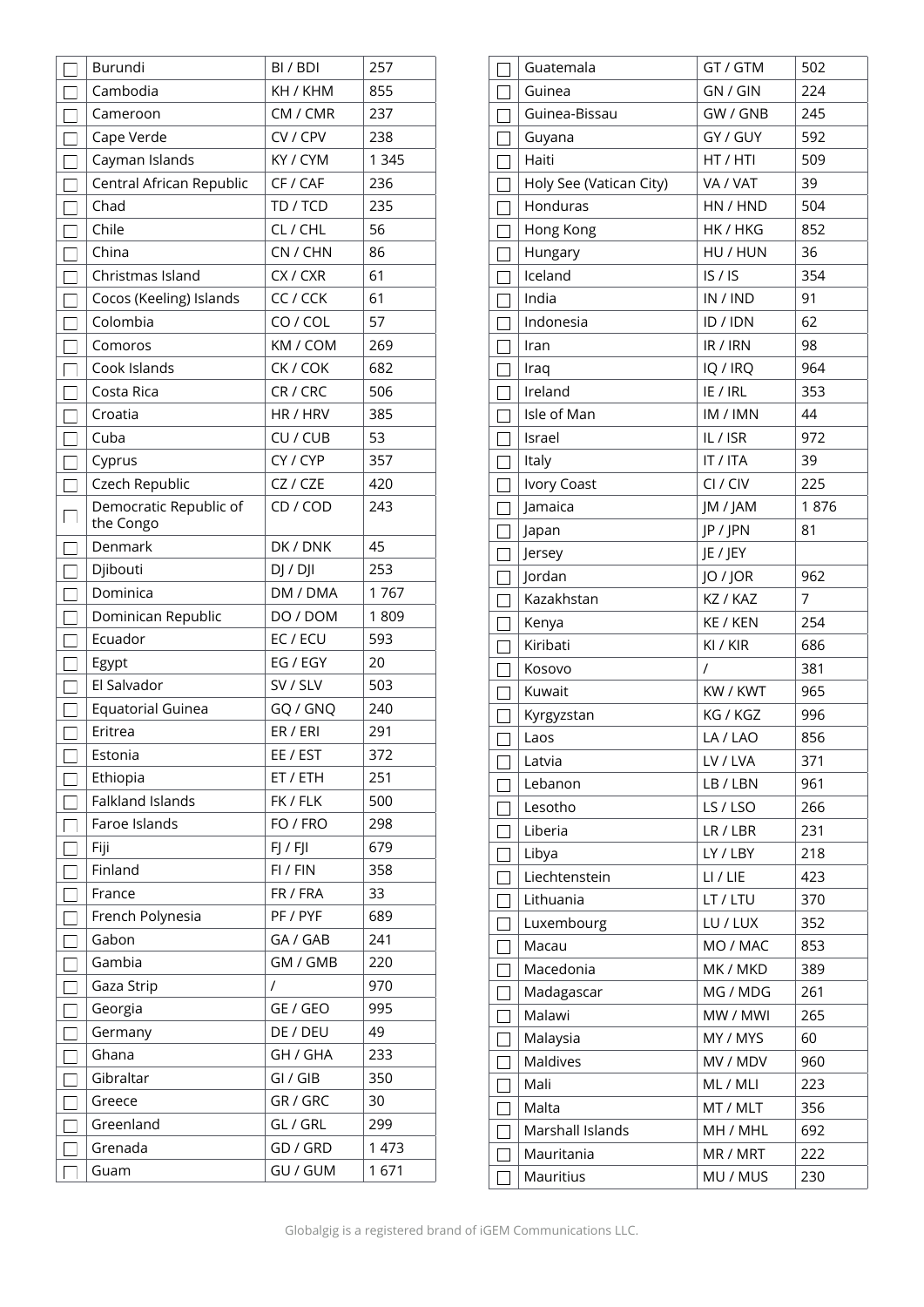| | Country | Code | Dial code |
|---|---|---|---|
| ☐ | Burundi | BI / BDI | 257 |
| ☐ | Cambodia | KH / KHM | 855 |
| ☐ | Cameroon | CM / CMR | 237 |
| ☐ | Cape Verde | CV / CPV | 238 |
| ☐ | Cayman Islands | KY / CYM | 1 345 |
| ☐ | Central African Republic | CF / CAF | 236 |
| ☐ | Chad | TD / TCD | 235 |
| ☐ | Chile | CL / CHL | 56 |
| ☐ | China | CN / CHN | 86 |
| ☐ | Christmas Island | CX / CXR | 61 |
| ☐ | Cocos (Keeling) Islands | CC / CCK | 61 |
| ☐ | Colombia | CO / COL | 57 |
| ☐ | Comoros | KM / COM | 269 |
| ☐ | Cook Islands | CK / COK | 682 |
| ☐ | Costa Rica | CR / CRC | 506 |
| ☐ | Croatia | HR / HRV | 385 |
| ☐ | Cuba | CU / CUB | 53 |
| ☐ | Cyprus | CY / CYP | 357 |
| ☐ | Czech Republic | CZ / CZE | 420 |
| ☐ | Democratic Republic of the Congo | CD / COD | 243 |
| ☐ | Denmark | DK / DNK | 45 |
| ☐ | Djibouti | DJ / DJI | 253 |
| ☐ | Dominica | DM / DMA | 1 767 |
| ☐ | Dominican Republic | DO / DOM | 1 809 |
| ☐ | Ecuador | EC / ECU | 593 |
| ☐ | Egypt | EG / EGY | 20 |
| ☐ | El Salvador | SV / SLV | 503 |
| ☐ | Equatorial Guinea | GQ / GNQ | 240 |
| ☐ | Eritrea | ER / ERI | 291 |
| ☐ | Estonia | EE / EST | 372 |
| ☐ | Ethiopia | ET / ETH | 251 |
| ☐ | Falkland Islands | FK / FLK | 500 |
| ☐ | Faroe Islands | FO / FRO | 298 |
| ☐ | Fiji | FJ / FJI | 679 |
| ☐ | Finland | FI / FIN | 358 |
| ☐ | France | FR / FRA | 33 |
| ☐ | French Polynesia | PF / PYF | 689 |
| ☐ | Gabon | GA / GAB | 241 |
| ☐ | Gambia | GM / GMB | 220 |
| ☐ | Gaza Strip | / | 970 |
| ☐ | Georgia | GE / GEO | 995 |
| ☐ | Germany | DE / DEU | 49 |
| ☐ | Ghana | GH / GHA | 233 |
| ☐ | Gibraltar | GI / GIB | 350 |
| ☐ | Greece | GR / GRC | 30 |
| ☐ | Greenland | GL / GRL | 299 |
| ☐ | Grenada | GD / GRD | 1 473 |
| ☐ | Guam | GU / GUM | 1 671 |
| ☐ | Guatemala | GT / GTM | 502 |
| ☐ | Guinea | GN / GIN | 224 |
| ☐ | Guinea-Bissau | GW / GNB | 245 |
| ☐ | Guyana | GY / GUY | 592 |
| ☐ | Haiti | HT / HTI | 509 |
| ☐ | Holy See (Vatican City) | VA / VAT | 39 |
| ☐ | Honduras | HN / HND | 504 |
| ☐ | Hong Kong | HK / HKG | 852 |
| ☐ | Hungary | HU / HUN | 36 |
| ☐ | Iceland | IS / IS | 354 |
| ☐ | India | IN / IND | 91 |
| ☐ | Indonesia | ID / IDN | 62 |
| ☐ | Iran | IR / IRN | 98 |
| ☐ | Iraq | IQ / IRQ | 964 |
| ☐ | Ireland | IE / IRL | 353 |
| ☐ | Isle of Man | IM / IMN | 44 |
| ☐ | Israel | IL / ISR | 972 |
| ☐ | Italy | IT / ITA | 39 |
| ☐ | Ivory Coast | CI / CIV | 225 |
| ☐ | Jamaica | JM / JAM | 1 876 |
| ☐ | Japan | JP / JPN | 81 |
| ☐ | Jersey | JE / JEY | |
| ☐ | Jordan | JO / JOR | 962 |
| ☐ | Kazakhstan | KZ / KAZ | 7 |
| ☐ | Kenya | KE / KEN | 254 |
| ☐ | Kiribati | KI / KIR | 686 |
| ☐ | Kosovo | / | 381 |
| ☐ | Kuwait | KW / KWT | 965 |
| ☐ | Kyrgyzstan | KG / KGZ | 996 |
| ☐ | Laos | LA / LAO | 856 |
| ☐ | Latvia | LV / LVA | 371 |
| ☐ | Lebanon | LB / LBN | 961 |
| ☐ | Lesotho | LS / LSO | 266 |
| ☐ | Liberia | LR / LBR | 231 |
| ☐ | Libya | LY / LBY | 218 |
| ☐ | Liechtenstein | LI / LIE | 423 |
| ☐ | Lithuania | LT / LTU | 370 |
| ☐ | Luxembourg | LU / LUX | 352 |
| ☐ | Macau | MO / MAC | 853 |
| ☐ | Macedonia | MK / MKD | 389 |
| ☐ | Madagascar | MG / MDG | 261 |
| ☐ | Malawi | MW / MWI | 265 |
| ☐ | Malaysia | MY / MYS | 60 |
| ☐ | Maldives | MV / MDV | 960 |
| ☐ | Mali | ML / MLI | 223 |
| ☐ | Malta | MT / MLT | 356 |
| ☐ | Marshall Islands | MH / MHL | 692 |
| ☐ | Mauritania | MR / MRT | 222 |
| ☐ | Mauritius | MU / MUS | 230 |

Globalgig is a registered brand of iGEM Communications LLC.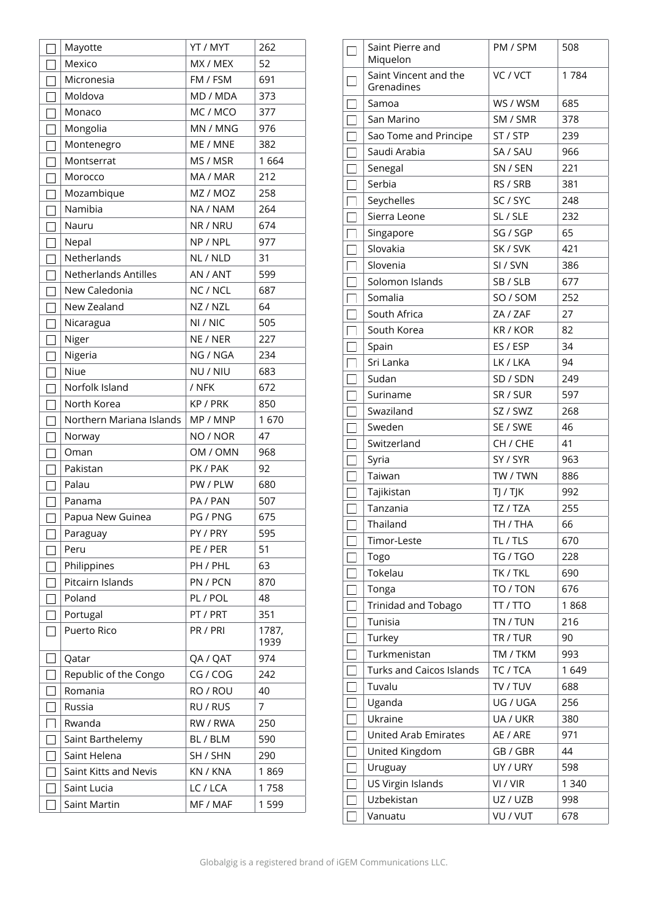| | Country | Code | Dial code |
|---|---|---|---|
| ☐ | Mayotte | YT / MYT | 262 |
| ☐ | Mexico | MX / MEX | 52 |
| ☐ | Micronesia | FM / FSM | 691 |
| ☐ | Moldova | MD / MDA | 373 |
| ☐ | Monaco | MC / MCO | 377 |
| ☐ | Mongolia | MN / MNG | 976 |
| ☐ | Montenegro | ME / MNE | 382 |
| ☐ | Montserrat | MS / MSR | 1 664 |
| ☐ | Morocco | MA / MAR | 212 |
| ☐ | Mozambique | MZ / MOZ | 258 |
| ☐ | Namibia | NA / NAM | 264 |
| ☐ | Nauru | NR / NRU | 674 |
| ☐ | Nepal | NP / NPL | 977 |
| ☐ | Netherlands | NL / NLD | 31 |
| ☐ | Netherlands Antilles | AN / ANT | 599 |
| ☐ | New Caledonia | NC / NCL | 687 |
| ☐ | New Zealand | NZ / NZL | 64 |
| ☐ | Nicaragua | NI / NIC | 505 |
| ☐ | Niger | NE / NER | 227 |
| ☐ | Nigeria | NG / NGA | 234 |
| ☐ | Niue | NU / NIU | 683 |
| ☐ | Norfolk Island | / NFK | 672 |
| ☐ | North Korea | KP / PRK | 850 |
| ☐ | Northern Mariana Islands | MP / MNP | 1 670 |
| ☐ | Norway | NO / NOR | 47 |
| ☐ | Oman | OM / OMN | 968 |
| ☐ | Pakistan | PK / PAK | 92 |
| ☐ | Palau | PW / PLW | 680 |
| ☐ | Panama | PA / PAN | 507 |
| ☐ | Papua New Guinea | PG / PNG | 675 |
| ☐ | Paraguay | PY / PRY | 595 |
| ☐ | Peru | PE / PER | 51 |
| ☐ | Philippines | PH / PHL | 63 |
| ☐ | Pitcairn Islands | PN / PCN | 870 |
| ☐ | Poland | PL / POL | 48 |
| ☐ | Portugal | PT / PRT | 351 |
| ☐ | Puerto Rico | PR / PRI | 1787, 1939 |
| ☐ | Qatar | QA / QAT | 974 |
| ☐ | Republic of the Congo | CG / COG | 242 |
| ☐ | Romania | RO / ROU | 40 |
| ☐ | Russia | RU / RUS | 7 |
| ☐ | Rwanda | RW / RWA | 250 |
| ☐ | Saint Barthelemy | BL / BLM | 590 |
| ☐ | Saint Helena | SH / SHN | 290 |
| ☐ | Saint Kitts and Nevis | KN / KNA | 1 869 |
| ☐ | Saint Lucia | LC / LCA | 1 758 |
| ☐ | Saint Martin | MF / MAF | 1 599 |
| ☐ | Saint Pierre and Miquelon | PM / SPM | 508 |
| ☐ | Saint Vincent and the Grenadines | VC / VCT | 1 784 |
| ☐ | Samoa | WS / WSM | 685 |
| ☐ | San Marino | SM / SMR | 378 |
| ☐ | Sao Tome and Principe | ST / STP | 239 |
| ☐ | Saudi Arabia | SA / SAU | 966 |
| ☐ | Senegal | SN / SEN | 221 |
| ☐ | Serbia | RS / SRB | 381 |
| ☐ | Seychelles | SC / SYC | 248 |
| ☐ | Sierra Leone | SL / SLE | 232 |
| ☐ | Singapore | SG / SGP | 65 |
| ☐ | Slovakia | SK / SVK | 421 |
| ☐ | Slovenia | SI / SVN | 386 |
| ☐ | Solomon Islands | SB / SLB | 677 |
| ☐ | Somalia | SO / SOM | 252 |
| ☐ | South Africa | ZA / ZAF | 27 |
| ☐ | South Korea | KR / KOR | 82 |
| ☐ | Spain | ES / ESP | 34 |
| ☐ | Sri Lanka | LK / LKA | 94 |
| ☐ | Sudan | SD / SDN | 249 |
| ☐ | Suriname | SR / SUR | 597 |
| ☐ | Swaziland | SZ / SWZ | 268 |
| ☐ | Sweden | SE / SWE | 46 |
| ☐ | Switzerland | CH / CHE | 41 |
| ☐ | Syria | SY / SYR | 963 |
| ☐ | Taiwan | TW / TWN | 886 |
| ☐ | Tajikistan | TJ / TJK | 992 |
| ☐ | Tanzania | TZ / TZA | 255 |
| ☐ | Thailand | TH / THA | 66 |
| ☐ | Timor-Leste | TL / TLS | 670 |
| ☐ | Togo | TG / TGO | 228 |
| ☐ | Tokelau | TK / TKL | 690 |
| ☐ | Tonga | TO / TON | 676 |
| ☐ | Trinidad and Tobago | TT / TTO | 1 868 |
| ☐ | Tunisia | TN / TUN | 216 |
| ☐ | Turkey | TR / TUR | 90 |
| ☐ | Turkmenistan | TM / TKM | 993 |
| ☐ | Turks and Caicos Islands | TC / TCA | 1 649 |
| ☐ | Tuvalu | TV / TUV | 688 |
| ☐ | Uganda | UG / UGA | 256 |
| ☐ | Ukraine | UA / UKR | 380 |
| ☐ | United Arab Emirates | AE / ARE | 971 |
| ☐ | United Kingdom | GB / GBR | 44 |
| ☐ | Uruguay | UY / URY | 598 |
| ☐ | US Virgin Islands | VI / VIR | 1 340 |
| ☐ | Uzbekistan | UZ / UZB | 998 |
| ☐ | Vanuatu | VU / VUT | 678 |

Globalgig is a registered brand of iGEM Communications LLC.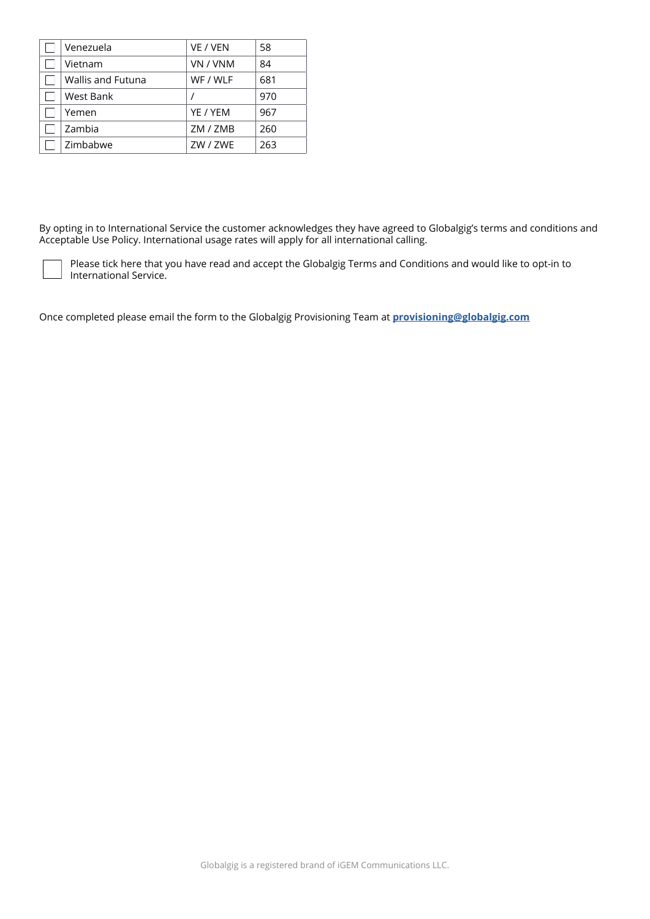| | | | |
|---|---|---|---|
| ☐ | Venezuela | VE / VEN | 58 |
| ☐ | Vietnam | VN / VNM | 84 |
| ☐ | Wallis and Futuna | WF / WLF | 681 |
| ☐ | West Bank | / | 970 |
| ☐ | Yemen | YE / YEM | 967 |
| ☐ | Zambia | ZM / ZMB | 260 |
| ☐ | Zimbabwe | ZW / ZWE | 263 |

By opting in to International Service the customer acknowledges they have agreed to Globalgig's terms and conditions and Acceptable Use Policy. International usage rates will apply for all international calling.

☐ Please tick here that you have read and accept the Globalgig Terms and Conditions and would like to opt-in to International Service.

Once completed please email the form to the Globalgig Provisioning Team at **provisioning@globalgig.com**

Globalgig is a registered brand of iGEM Communications LLC.